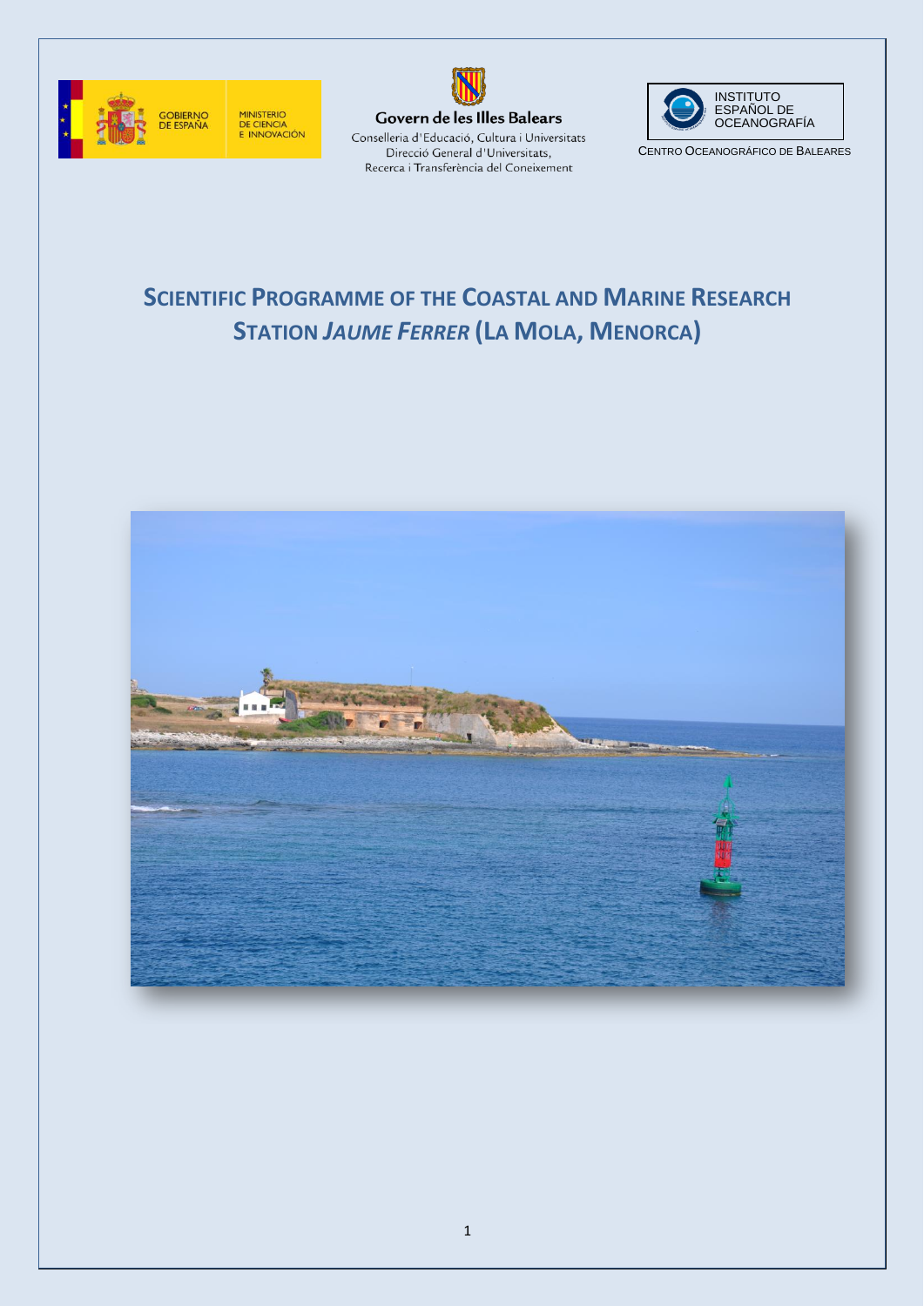GOBIERNO DE ESPAÑA

MINISTERIO DE CIENCIA E INNOVACIÓN

Govern de les Illes Balears

Conselleria d'Educació, Cultura i Universitats
Direcció General d'Universitats,
Recerca i Transferència del Coneixement

INSTITUTO ESPAÑOL DE OCEANOGRAFÍA

CENTRO OCEANOGRÁFICO DE BALEARES

# SCIENTIFIC PROGRAMME OF THE COASTAL AND MARINE RESEARCH STATION *JAUME FERRER* (LA MOLA, MENORCA)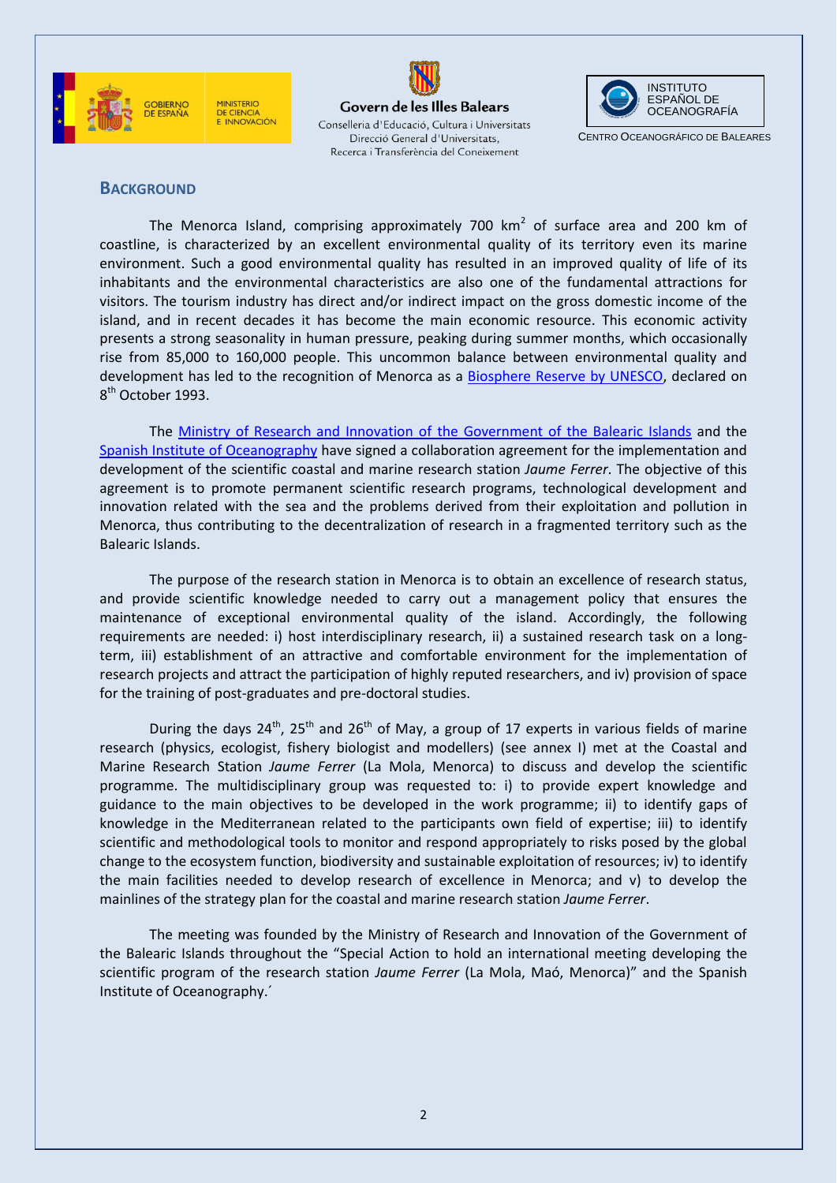## BACKGROUND

The Menorca Island, comprising approximately 700 $km^2$ of surface area and 200 km of coastline, is characterized by an excellent environmental quality of its territory even its marine environment. Such a good environmental quality has resulted in an improved quality of life of its inhabitants and the environmental characteristics are also one of the fundamental attractions for visitors. The tourism industry has direct and/or indirect impact on the gross domestic income of the island, and in recent decades it has become the main economic resource. This economic activity presents a strong seasonality in human pressure, peaking during summer months, which occasionally rise from 85,000 to 160,000 people. This uncommon balance between environmental quality and development has led to the recognition of Menorca as a Biosphere Reserve by UNESCO, declared on 8th October 1993.

The Ministry of Research and Innovation of the Government of the Balearic Islands and the Spanish Institute of Oceanography have signed a collaboration agreement for the implementation and development of the scientific coastal and marine research station *Jaume Ferrer*. The objective of this agreement is to promote permanent scientific research programs, technological development and innovation related with the sea and the problems derived from their exploitation and pollution in Menorca, thus contributing to the decentralization of research in a fragmented territory such as the Balearic Islands.

The purpose of the research station in Menorca is to obtain an excellence of research status, and provide scientific knowledge needed to carry out a management policy that ensures the maintenance of exceptional environmental quality of the island. Accordingly, the following requirements are needed: i) host interdisciplinary research, ii) a sustained research task on a long-term, iii) establishment of an attractive and comfortable environment for the implementation of research projects and attract the participation of highly reputed researchers, and iv) provision of space for the training of post-graduates and pre-doctoral studies.

During the days 24th, 25th and 26th of May, a group of 17 experts in various fields of marine research (physics, ecologist, fishery biologist and modellers) (see annex I) met at the Coastal and Marine Research Station *Jaume Ferrer* (La Mola, Menorca) to discuss and develop the scientific programme. The multidisciplinary group was requested to: i) to provide expert knowledge and guidance to the main objectives to be developed in the work programme; ii) to identify gaps of knowledge in the Mediterranean related to the participants own field of expertise; iii) to identify scientific and methodological tools to monitor and respond appropriately to risks posed by the global change to the ecosystem function, biodiversity and sustainable exploitation of resources; iv) to identify the main facilities needed to develop research of excellence in Menorca; and v) to develop the mainlines of the strategy plan for the coastal and marine research station *Jaume Ferrer*.

The meeting was founded by the Ministry of Research and Innovation of the Government of the Balearic Islands throughout the "Special Action to hold an international meeting developing the scientific program of the research station *Jaume Ferrer* (La Mola, Maó, Menorca)" and the Spanish Institute of Oceanography.´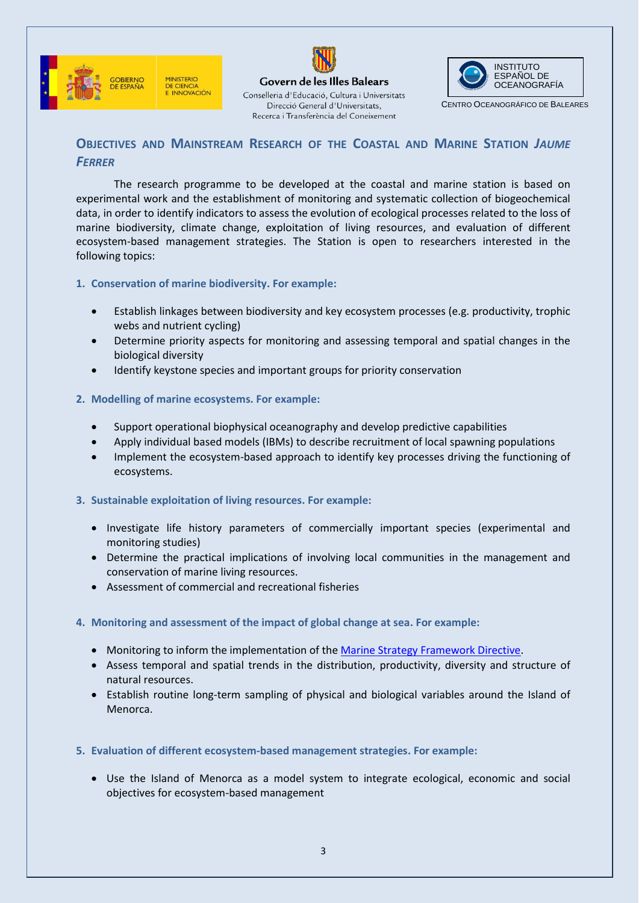## Objectives and Mainstream Research of the Coastal and Marine Station *Jaume Ferrer*

The research programme to be developed at the coastal and marine station is based on experimental work and the establishment of monitoring and systematic collection of biogeochemical data, in order to identify indicators to assess the evolution of ecological processes related to the loss of marine biodiversity, climate change, exploitation of living resources, and evaluation of different ecosystem-based management strategies. The Station is open to researchers interested in the following topics:

**1. Conservation of marine biodiversity. For example:**

- Establish linkages between biodiversity and key ecosystem processes (e.g. productivity, trophic webs and nutrient cycling)
- Determine priority aspects for monitoring and assessing temporal and spatial changes in the biological diversity
- Identify keystone species and important groups for priority conservation

**2. Modelling of marine ecosystems. For example:**

- Support operational biophysical oceanography and develop predictive capabilities
- Apply individual based models (IBMs) to describe recruitment of local spawning populations
- Implement the ecosystem-based approach to identify key processes driving the functioning of ecosystems.

**3. Sustainable exploitation of living resources. For example:**

- Investigate life history parameters of commercially important species (experimental and monitoring studies)
- Determine the practical implications of involving local communities in the management and conservation of marine living resources.
- Assessment of commercial and recreational fisheries

**4. Monitoring and assessment of the impact of global change at sea. For example:**

- Monitoring to inform the implementation of the Marine Strategy Framework Directive.
- Assess temporal and spatial trends in the distribution, productivity, diversity and structure of natural resources.
- Establish routine long-term sampling of physical and biological variables around the Island of Menorca.

**5. Evaluation of different ecosystem-based management strategies. For example:**

- Use the Island of Menorca as a model system to integrate ecological, economic and social objectives for ecosystem-based management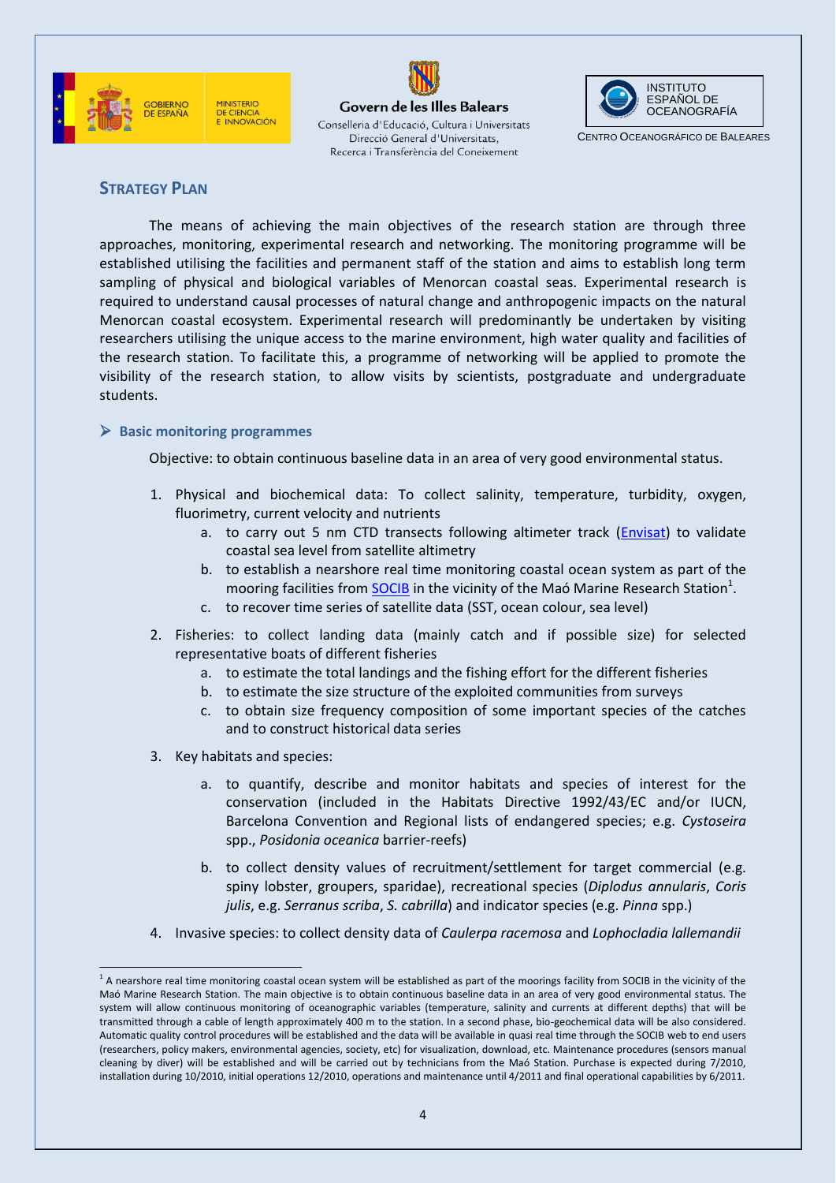## STRATEGY PLAN

The means of achieving the main objectives of the research station are through three approaches, monitoring, experimental research and networking. The monitoring programme will be established utilising the facilities and permanent staff of the station and aims to establish long term sampling of physical and biological variables of Menorcan coastal seas. Experimental research is required to understand causal processes of natural change and anthropogenic impacts on the natural Menorcan coastal ecosystem. Experimental research will predominantly be undertaken by visiting researchers utilising the unique access to the marine environment, high water quality and facilities of the research station. To facilitate this, a programme of networking will be applied to promote the visibility of the research station, to allow visits by scientists, postgraduate and undergraduate students.

### Basic monitoring programmes

Objective: to obtain continuous baseline data in an area of very good environmental status.

1. Physical and biochemical data: To collect salinity, temperature, turbidity, oxygen, fluorimetry, current velocity and nutrients
   a. to carry out 5 nm CTD transects following altimeter track (Envisat) to validate coastal sea level from satellite altimetry
   b. to establish a nearshore real time monitoring coastal ocean system as part of the mooring facilities from SOCIB in the vicinity of the Maó Marine Research Station[1].
   c. to recover time series of satellite data (SST, ocean colour, sea level)
2. Fisheries: to collect landing data (mainly catch and if possible size) for selected representative boats of different fisheries
   a. to estimate the total landings and the fishing effort for the different fisheries
   b. to estimate the size structure of the exploited communities from surveys
   c. to obtain size frequency composition of some important species of the catches and to construct historical data series
3. Key habitats and species:
   a. to quantify, describe and monitor habitats and species of interest for the conservation (included in the Habitats Directive 1992/43/EC and/or IUCN, Barcelona Convention and Regional lists of endangered species; e.g. *Cystoseira* spp., *Posidonia oceanica* barrier-reefs)
   b. to collect density values of recruitment/settlement for target commercial (e.g. spiny lobster, groupers, sparidae), recreational species (*Diplodus annularis*, *Coris julis*, e.g. *Serranus scriba*, *S. cabrilla*) and indicator species (e.g. *Pinna* spp.)
4. Invasive species: to collect density data of *Caulerpa racemosa* and *Lophocladia lallemandii*

[1] A nearshore real time monitoring coastal ocean system will be established as part of the moorings facility from SOCIB in the vicinity of the Maó Marine Research Station. The main objective is to obtain continuous baseline data in an area of very good environmental status. The system will allow continuous monitoring of oceanographic variables (temperature, salinity and currents at different depths) that will be transmitted through a cable of length approximately 400 m to the station. In a second phase, bio-geochemical data will be also considered. Automatic quality control procedures will be established and the data will be available in quasi real time through the SOCIB web to end users (researchers, policy makers, environmental agencies, society, etc) for visualization, download, etc. Maintenance procedures (sensors manual cleaning by diver) will be established and will be carried out by technicians from the Maó Station. Purchase is expected during 7/2010, installation during 10/2010, initial operations 12/2010, operations and maintenance until 4/2011 and final operational capabilities by 6/2011.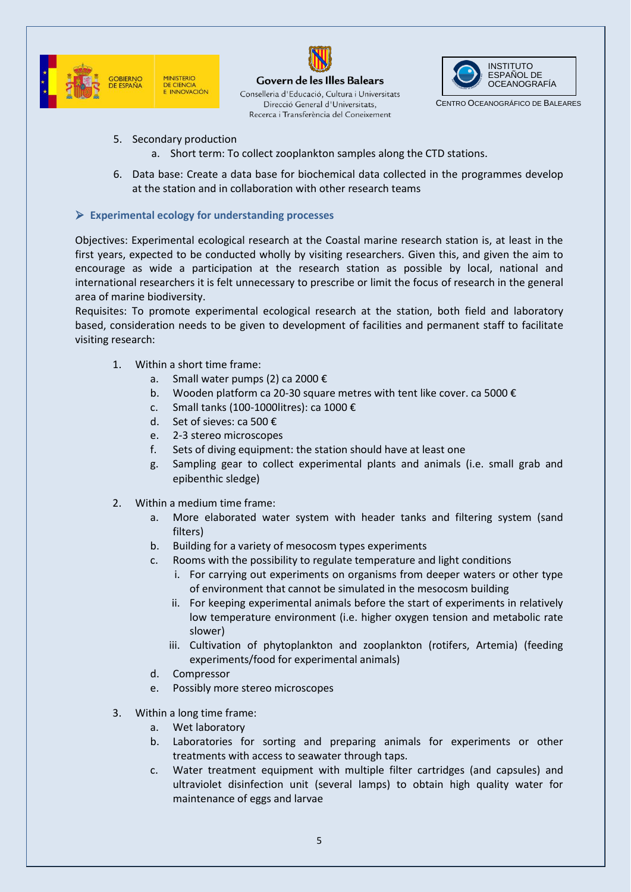5. Secondary production
   a. Short term: To collect zooplankton samples along the CTD stations.

6. Data base: Create a data base for biochemical data collected in the programmes develop at the station and in collaboration with other research teams

## ➢ Experimental ecology for understanding processes

Objectives: Experimental ecological research at the Coastal marine research station is, at least in the first years, expected to be conducted wholly by visiting researchers. Given this, and given the aim to encourage as wide a participation at the research station as possible by local, national and international researchers it is felt unnecessary to prescribe or limit the focus of research in the general area of marine biodiversity.

Requisites: To promote experimental ecological research at the station, both field and laboratory based, consideration needs to be given to development of facilities and permanent staff to facilitate visiting research:

1. Within a short time frame:
   a. Small water pumps (2) ca 2000 €
   b. Wooden platform ca 20-30 square metres with tent like cover. ca 5000 €
   c. Small tanks (100-1000litres): ca 1000 €
   d. Set of sieves: ca 500 €
   e. 2-3 stereo microscopes
   f. Sets of diving equipment: the station should have at least one
   g. Sampling gear to collect experimental plants and animals (i.e. small grab and epibenthic sledge)

2. Within a medium time frame:
   a. More elaborated water system with header tanks and filtering system (sand filters)
   b. Building for a variety of mesocosm types experiments
   c. Rooms with the possibility to regulate temperature and light conditions
      i. For carrying out experiments on organisms from deeper waters or other type of environment that cannot be simulated in the mesocosm building
      ii. For keeping experimental animals before the start of experiments in relatively low temperature environment (i.e. higher oxygen tension and metabolic rate slower)
      iii. Cultivation of phytoplankton and zooplankton (rotifers, Artemia) (feeding experiments/food for experimental animals)
   d. Compressor
   e. Possibly more stereo microscopes

3. Within a long time frame:
   a. Wet laboratory
   b. Laboratories for sorting and preparing animals for experiments or other treatments with access to seawater through taps.
   c. Water treatment equipment with multiple filter cartridges (and capsules) and ultraviolet disinfection unit (several lamps) to obtain high quality water for maintenance of eggs and larvae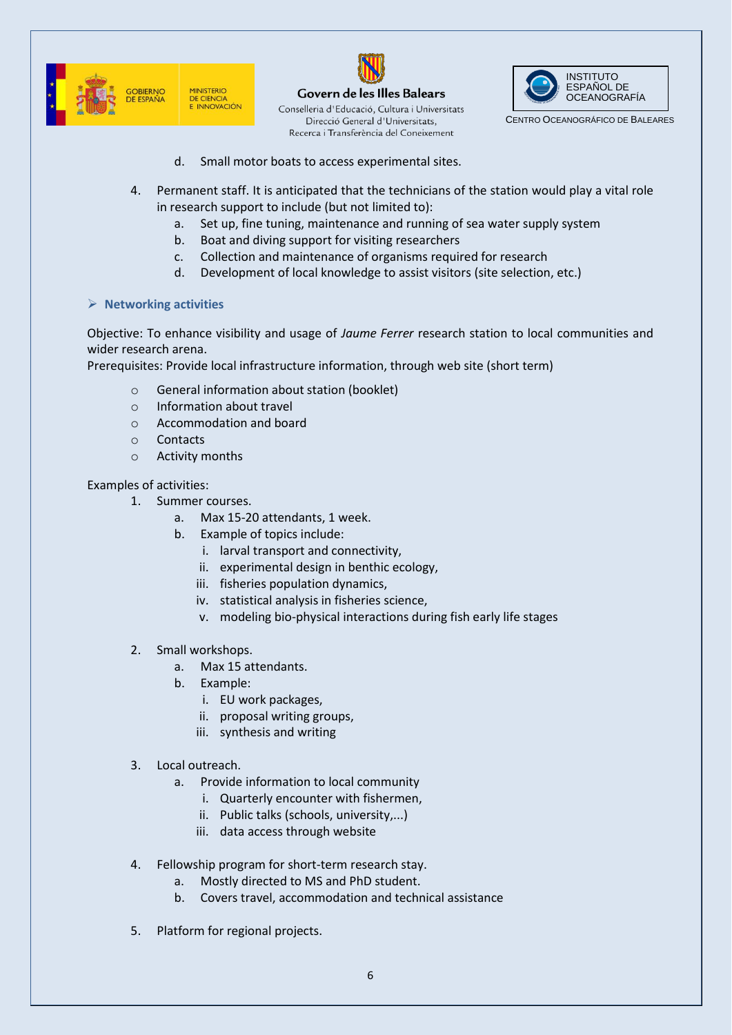d. Small motor boats to access experimental sites.

4. Permanent staff. It is anticipated that the technicians of the station would play a vital role in research support to include (but not limited to):
    a. Set up, fine tuning, maintenance and running of sea water supply system
    b. Boat and diving support for visiting researchers
    c. Collection and maintenance of organisms required for research
    d. Development of local knowledge to assist visitors (site selection, etc.)

### ➢ Networking activities

Objective: To enhance visibility and usage of *Jaume Ferrer* research station to local communities and wider research arena.
Prerequisites: Provide local infrastructure information, through web site (short term)

- General information about station (booklet)
- Information about travel
- Accommodation and board
- Contacts
- Activity months

Examples of activities:

1. Summer courses.
    a. Max 15-20 attendants, 1 week.
    b. Example of topics include:
        i. larval transport and connectivity,
        ii. experimental design in benthic ecology,
        iii. fisheries population dynamics,
        iv. statistical analysis in fisheries science,
        v. modeling bio-physical interactions during fish early life stages

2. Small workshops.
    a. Max 15 attendants.
    b. Example:
        i. EU work packages,
        ii. proposal writing groups,
        iii. synthesis and writing

3. Local outreach.
    a. Provide information to local community
        i. Quarterly encounter with fishermen,
        ii. Public talks (schools, university,...)
        iii. data access through website

4. Fellowship program for short-term research stay.
    a. Mostly directed to MS and PhD student.
    b. Covers travel, accommodation and technical assistance

5. Platform for regional projects.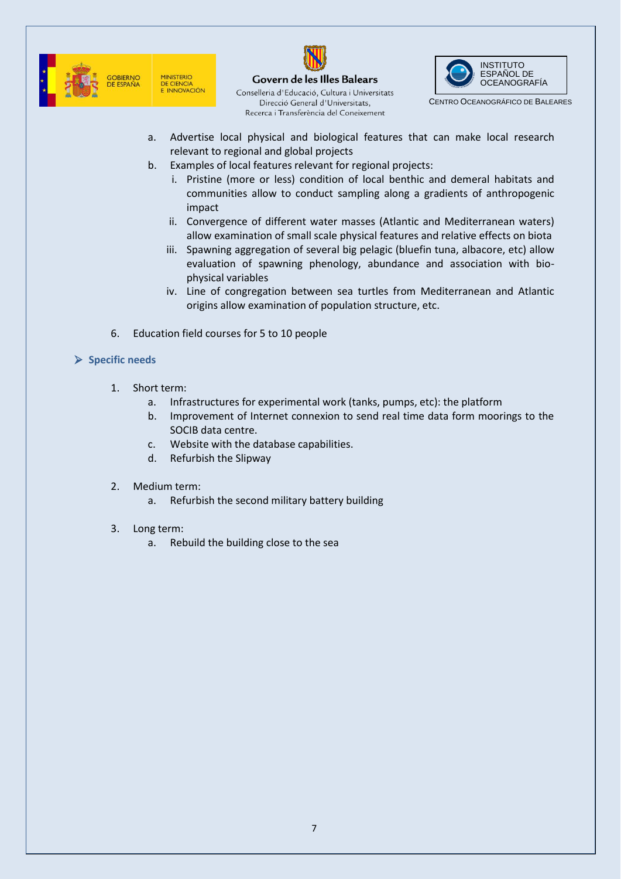a. Advertise local physical and biological features that can make local research relevant to regional and global projects
b. Examples of local features relevant for regional projects:
    i. Pristine (more or less) condition of local benthic and demeral habitats and communities allow to conduct sampling along a gradients of anthropogenic impact
    ii. Convergence of different water masses (Atlantic and Mediterranean waters) allow examination of small scale physical features and relative effects on biota
    iii. Spawning aggregation of several big pelagic (bluefin tuna, albacore, etc) allow evaluation of spawning phenology, abundance and association with bio-physical variables
    iv. Line of congregation between sea turtles from Mediterranean and Atlantic origins allow examination of population structure, etc.

6. Education field courses for 5 to 10 people

## ➢ Specific needs

1. Short term:
    a. Infrastructures for experimental work (tanks, pumps, etc): the platform
    b. Improvement of Internet connexion to send real time data form moorings to the SOCIB data centre.
    c. Website with the database capabilities.
    d. Refurbish the Slipway

2. Medium term:
    a. Refurbish the second military battery building

3. Long term:
    a. Rebuild the building close to the sea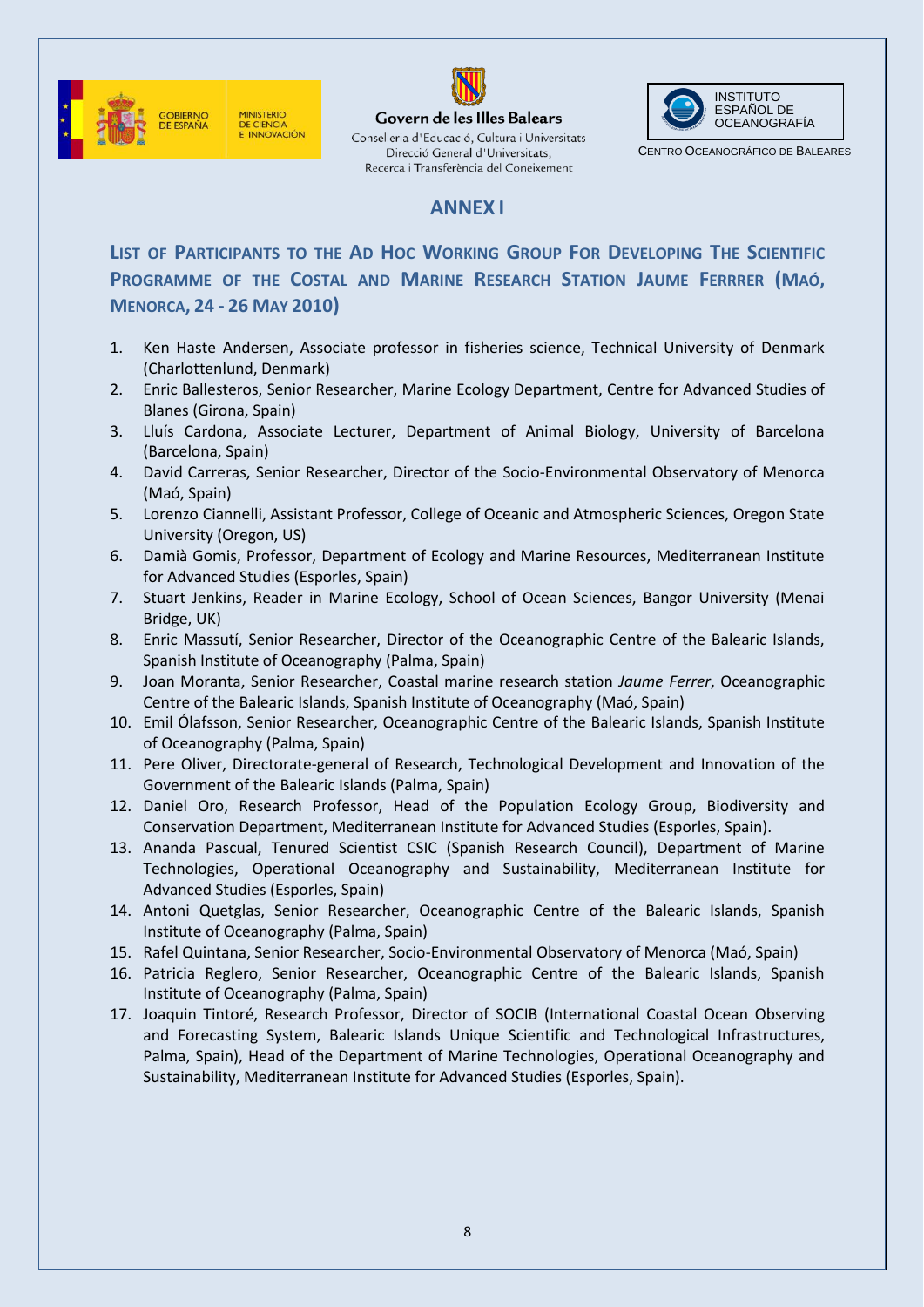Govern de les Illes Balears

Conselleria d'Educació, Cultura i Universitats
Direcció General d'Universitats,
Recerca i Transferència del Coneixement

INSTITUTO ESPAÑOL DE OCEANOGRAFÍA

CENTRO OCEANOGRÁFICO DE BALEARES

## ANNEX I

### LIST OF PARTICIPANTS TO THE AD HOC WORKING GROUP FOR DEVELOPING THE SCIENTIFIC PROGRAMME OF THE COSTAL AND MARINE RESEARCH STATION JAUME FERRRER (MAÓ, MENORCA, 24 - 26 MAY 2010)

1. Ken Haste Andersen, Associate professor in fisheries science, Technical University of Denmark (Charlottenlund, Denmark)
2. Enric Ballesteros, Senior Researcher, Marine Ecology Department, Centre for Advanced Studies of Blanes (Girona, Spain)
3. Lluís Cardona, Associate Lecturer, Department of Animal Biology, University of Barcelona (Barcelona, Spain)
4. David Carreras, Senior Researcher, Director of the Socio-Environmental Observatory of Menorca (Maó, Spain)
5. Lorenzo Ciannelli, Assistant Professor, College of Oceanic and Atmospheric Sciences, Oregon State University (Oregon, US)
6. Damià Gomis, Professor, Department of Ecology and Marine Resources, Mediterranean Institute for Advanced Studies (Esporles, Spain)
7. Stuart Jenkins, Reader in Marine Ecology, School of Ocean Sciences, Bangor University (Menai Bridge, UK)
8. Enric Massutí, Senior Researcher, Director of the Oceanographic Centre of the Balearic Islands, Spanish Institute of Oceanography (Palma, Spain)
9. Joan Moranta, Senior Researcher, Coastal marine research station *Jaume Ferrer*, Oceanographic Centre of the Balearic Islands, Spanish Institute of Oceanography (Maó, Spain)
10. Emil Ólafsson, Senior Researcher, Oceanographic Centre of the Balearic Islands, Spanish Institute of Oceanography (Palma, Spain)
11. Pere Oliver, Directorate-general of Research, Technological Development and Innovation of the Government of the Balearic Islands (Palma, Spain)
12. Daniel Oro, Research Professor, Head of the Population Ecology Group, Biodiversity and Conservation Department, Mediterranean Institute for Advanced Studies (Esporles, Spain).
13. Ananda Pascual, Tenured Scientist CSIC (Spanish Research Council), Department of Marine Technologies, Operational Oceanography and Sustainability, Mediterranean Institute for Advanced Studies (Esporles, Spain)
14. Antoni Quetglas, Senior Researcher, Oceanographic Centre of the Balearic Islands, Spanish Institute of Oceanography (Palma, Spain)
15. Rafel Quintana, Senior Researcher, Socio-Environmental Observatory of Menorca (Maó, Spain)
16. Patricia Reglero, Senior Researcher, Oceanographic Centre of the Balearic Islands, Spanish Institute of Oceanography (Palma, Spain)
17. Joaquin Tintoré, Research Professor, Director of SOCIB (International Coastal Ocean Observing and Forecasting System, Balearic Islands Unique Scientific and Technological Infrastructures, Palma, Spain), Head of the Department of Marine Technologies, Operational Oceanography and Sustainability, Mediterranean Institute for Advanced Studies (Esporles, Spain).